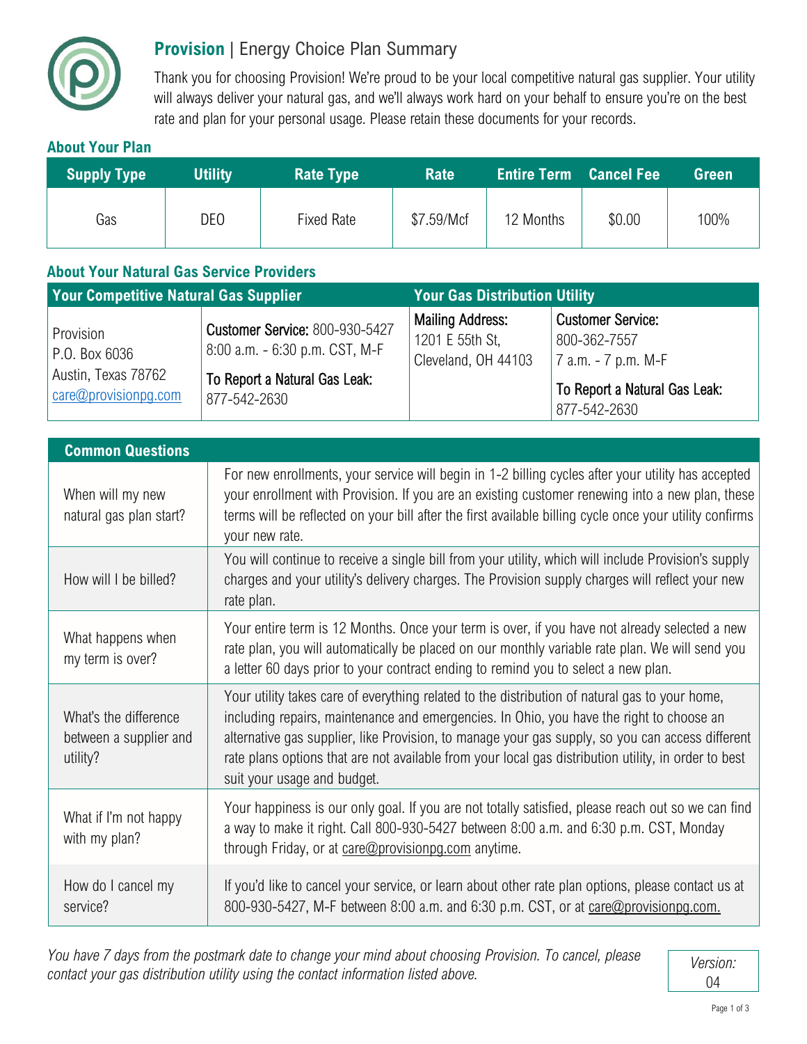# **Provision** | Energy Choice Plan Summary

Thank you for choosing Provision! We're proud to be your local competitive natural gas supplier. Your utility will always deliver your natural gas, and we'll always work hard on your behalf to ensure you're on the best rate and plan for your personal usage. Please retain these documents for your records.

## About Your Plan

| Supply Type | Utility | Rate Type | Rate | Entire Term | Cancel Fee | Green |
|---|---|---|---|---|---|---|
| Gas | DEO | Fixed Rate | $7.59/Mcf | 12 Months | $0.00 | 100% |

## About Your Natural Gas Service Providers

| Your Competitive Natural Gas Supplier | | Your Gas Distribution Utility | |
|---|---|---|---|
| Provision<br>P.O. Box 6036<br>Austin, Texas 78762<br>care@provisionpg.com | **Customer Service:** 800-930-5427<br>8:00 a.m. - 6:30 p.m. CST, M-F<br>**To Report a Natural Gas Leak:**<br>877-542-2630 | **Mailing Address:**<br>1201 E 55th St,<br>Cleveland, OH 44103 | **Customer Service:**<br>800-362-7557<br>7 a.m. - 7 p.m. M-F<br>**To Report a Natural Gas Leak:**<br>877-542-2630 |

| Common Questions | |
|---|---|
| When will my new natural gas plan start? | For new enrollments, your service will begin in 1-2 billing cycles after your utility has accepted your enrollment with Provision. If you are an existing customer renewing into a new plan, these terms will be reflected on your bill after the first available billing cycle once your utility confirms your new rate. |
| How will I be billed? | You will continue to receive a single bill from your utility, which will include Provision's supply charges and your utility's delivery charges. The Provision supply charges will reflect your new rate plan. |
| What happens when my term is over? | Your entire term is 12 Months. Once your term is over, if you have not already selected a new rate plan, you will automatically be placed on our monthly variable rate plan. We will send you a letter 60 days prior to your contract ending to remind you to select a new plan. |
| What's the difference between a supplier and utility? | Your utility takes care of everything related to the distribution of natural gas to your home, including repairs, maintenance and emergencies. In Ohio, you have the right to choose an alternative gas supplier, like Provision, to manage your gas supply, so you can access different rate plans options that are not available from your local gas distribution utility, in order to best suit your usage and budget. |
| What if I'm not happy with my plan? | Your happiness is our only goal. If you are not totally satisfied, please reach out so we can find a way to make it right. Call 800-930-5427 between 8:00 a.m. and 6:30 p.m. CST, Monday through Friday, or at care@provisionpg.com anytime. |
| How do I cancel my service? | If you'd like to cancel your service, or learn about other rate plan options, please contact us at 800-930-5427, M-F between 8:00 a.m. and 6:30 p.m. CST, or at care@provisionpg.com. |

*You have 7 days from the postmark date to change your mind about choosing Provision. To cancel, please contact your gas distribution utility using the contact information listed above.*

*Version: 04*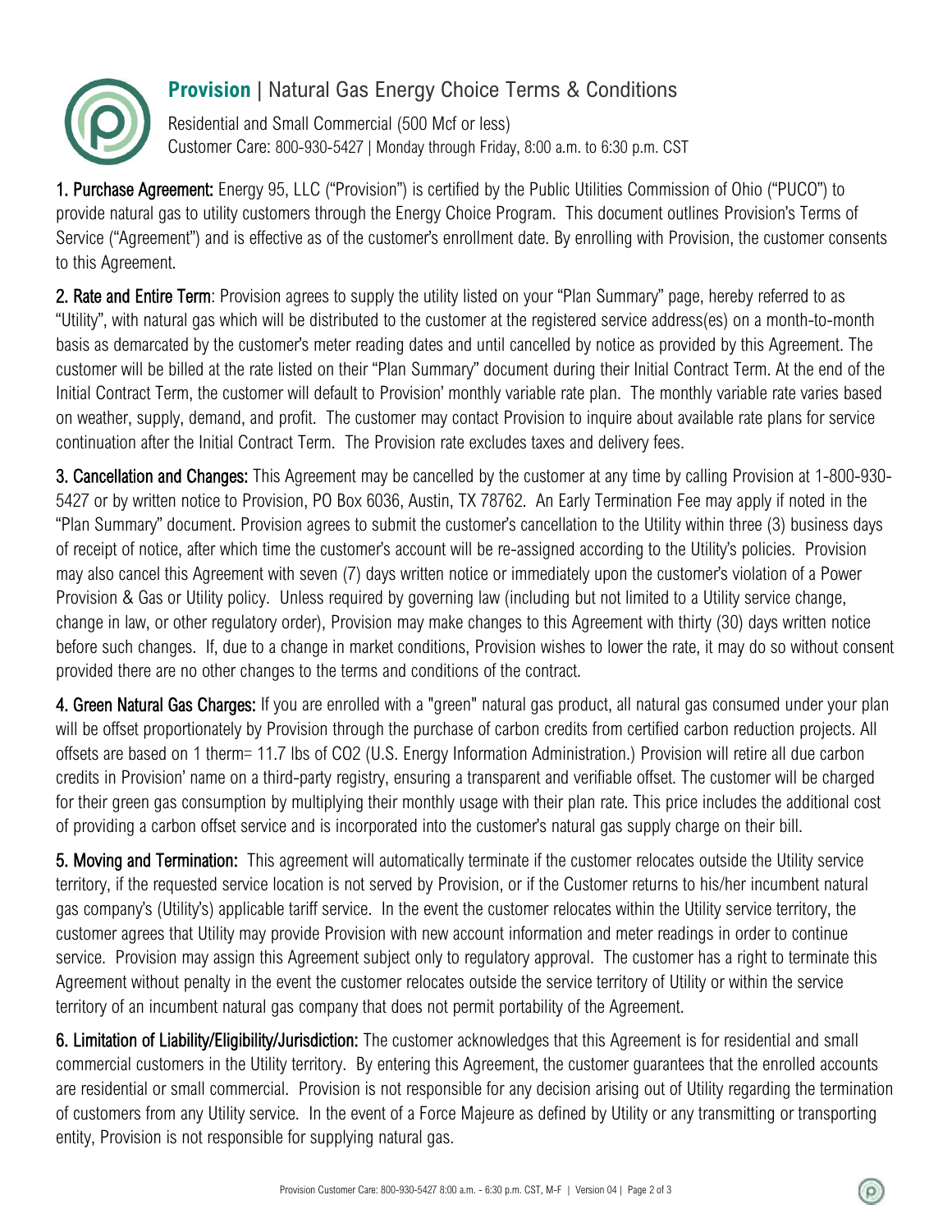# **Provision** | Natural Gas Energy Choice Terms & Conditions

Residential and Small Commercial (500 Mcf or less)
Customer Care: 800-930-5427 | Monday through Friday, 8:00 a.m. to 6:30 p.m. CST

**1. Purchase Agreement:** Energy 95, LLC ("Provision") is certified by the Public Utilities Commission of Ohio ("PUCO") to provide natural gas to utility customers through the Energy Choice Program. This document outlines Provision's Terms of Service ("Agreement") and is effective as of the customer's enrollment date. By enrolling with Provision, the customer consents to this Agreement.

**2. Rate and Entire Term**: Provision agrees to supply the utility listed on your "Plan Summary" page, hereby referred to as "Utility", with natural gas which will be distributed to the customer at the registered service address(es) on a month-to-month basis as demarcated by the customer's meter reading dates and until cancelled by notice as provided by this Agreement. The customer will be billed at the rate listed on their "Plan Summary" document during their Initial Contract Term. At the end of the Initial Contract Term, the customer will default to Provision' monthly variable rate plan. The monthly variable rate varies based on weather, supply, demand, and profit. The customer may contact Provision to inquire about available rate plans for service continuation after the Initial Contract Term. The Provision rate excludes taxes and delivery fees.

**3. Cancellation and Changes:** This Agreement may be cancelled by the customer at any time by calling Provision at 1-800-930-5427 or by written notice to Provision, PO Box 6036, Austin, TX 78762. An Early Termination Fee may apply if noted in the "Plan Summary" document. Provision agrees to submit the customer's cancellation to the Utility within three (3) business days of receipt of notice, after which time the customer's account will be re-assigned according to the Utility's policies. Provision may also cancel this Agreement with seven (7) days written notice or immediately upon the customer's violation of a Power Provision & Gas or Utility policy. Unless required by governing law (including but not limited to a Utility service change, change in law, or other regulatory order), Provision may make changes to this Agreement with thirty (30) days written notice before such changes. If, due to a change in market conditions, Provision wishes to lower the rate, it may do so without consent provided there are no other changes to the terms and conditions of the contract.

**4. Green Natural Gas Charges:** If you are enrolled with a "green" natural gas product, all natural gas consumed under your plan will be offset proportionately by Provision through the purchase of carbon credits from certified carbon reduction projects. All offsets are based on 1 therm= 11.7 lbs of $CO_2$ (U.S. Energy Information Administration.) Provision will retire all due carbon credits in Provision' name on a third-party registry, ensuring a transparent and verifiable offset. The customer will be charged for their green gas consumption by multiplying their monthly usage with their plan rate. This price includes the additional cost of providing a carbon offset service and is incorporated into the customer's natural gas supply charge on their bill.

**5. Moving and Termination:** This agreement will automatically terminate if the customer relocates outside the Utility service territory, if the requested service location is not served by Provision, or if the Customer returns to his/her incumbent natural gas company's (Utility's) applicable tariff service. In the event the customer relocates within the Utility service territory, the customer agrees that Utility may provide Provision with new account information and meter readings in order to continue service. Provision may assign this Agreement subject only to regulatory approval. The customer has a right to terminate this Agreement without penalty in the event the customer relocates outside the service territory of Utility or within the service territory of an incumbent natural gas company that does not permit portability of the Agreement.

**6. Limitation of Liability/Eligibility/Jurisdiction:** The customer acknowledges that this Agreement is for residential and small commercial customers in the Utility territory. By entering this Agreement, the customer guarantees that the enrolled accounts are residential or small commercial. Provision is not responsible for any decision arising out of Utility regarding the termination of customers from any Utility service. In the event of a Force Majeure as defined by Utility or any transmitting or transporting entity, Provision is not responsible for supplying natural gas.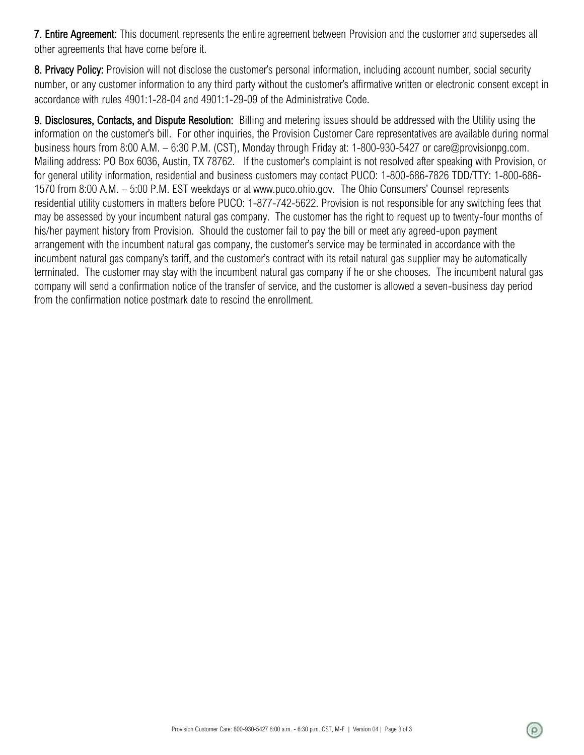**7. Entire Agreement:** This document represents the entire agreement between Provision and the customer and supersedes all other agreements that have come before it.

**8. Privacy Policy:** Provision will not disclose the customer's personal information, including account number, social security number, or any customer information to any third party without the customer's affirmative written or electronic consent except in accordance with rules 4901:1-28-04 and 4901:1-29-09 of the Administrative Code.

**9. Disclosures, Contacts, and Dispute Resolution:** Billing and metering issues should be addressed with the Utility using the information on the customer's bill. For other inquiries, the Provision Customer Care representatives are available during normal business hours from 8:00 A.M. – 6:30 P.M. (CST), Monday through Friday at: 1-800-930-5427 or care@provisionpg.com. Mailing address: PO Box 6036, Austin, TX 78762. If the customer's complaint is not resolved after speaking with Provision, or for general utility information, residential and business customers may contact PUCO: 1-800-686-7826 TDD/TTY: 1-800-686-1570 from 8:00 A.M. – 5:00 P.M. EST weekdays or at www.puco.ohio.gov. The Ohio Consumers' Counsel represents residential utility customers in matters before PUCO: 1-877-742-5622. Provision is not responsible for any switching fees that may be assessed by your incumbent natural gas company. The customer has the right to request up to twenty-four months of his/her payment history from Provision. Should the customer fail to pay the bill or meet any agreed-upon payment arrangement with the incumbent natural gas company, the customer's service may be terminated in accordance with the incumbent natural gas company's tariff, and the customer's contract with its retail natural gas supplier may be automatically terminated. The customer may stay with the incumbent natural gas company if he or she chooses. The incumbent natural gas company will send a confirmation notice of the transfer of service, and the customer is allowed a seven-business day period from the confirmation notice postmark date to rescind the enrollment.